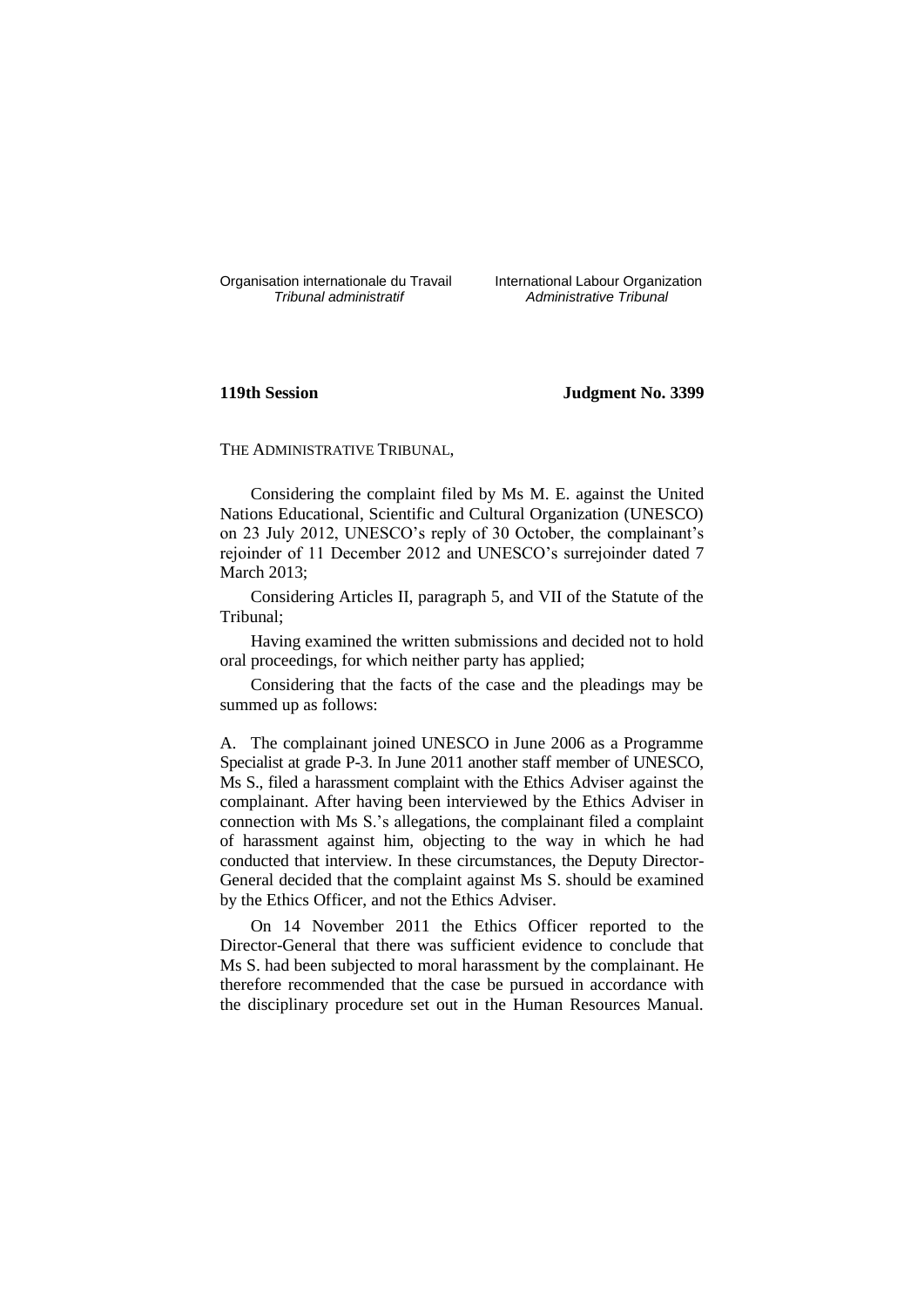Organisation internationale du Travail
*Tribunal administratif*

International Labour Organization
*Administrative Tribunal*

**119th Session**

**Judgment No. 3399**

THE ADMINISTRATIVE TRIBUNAL,

Considering the complaint filed by Ms M. E. against the United Nations Educational, Scientific and Cultural Organization (UNESCO) on 23 July 2012, UNESCO's reply of 30 October, the complainant's rejoinder of 11 December 2012 and UNESCO's surrejoinder dated 7 March 2013;

Considering Articles II, paragraph 5, and VII of the Statute of the Tribunal;

Having examined the written submissions and decided not to hold oral proceedings, for which neither party has applied;

Considering that the facts of the case and the pleadings may be summed up as follows:

A. The complainant joined UNESCO in June 2006 as a Programme Specialist at grade P-3. In June 2011 another staff member of UNESCO, Ms S., filed a harassment complaint with the Ethics Adviser against the complainant. After having been interviewed by the Ethics Adviser in connection with Ms S.'s allegations, the complainant filed a complaint of harassment against him, objecting to the way in which he had conducted that interview. In these circumstances, the Deputy Director-General decided that the complaint against Ms S. should be examined by the Ethics Officer, and not the Ethics Adviser.

On 14 November 2011 the Ethics Officer reported to the Director-General that there was sufficient evidence to conclude that Ms S. had been subjected to moral harassment by the complainant. He therefore recommended that the case be pursued in accordance with the disciplinary procedure set out in the Human Resources Manual.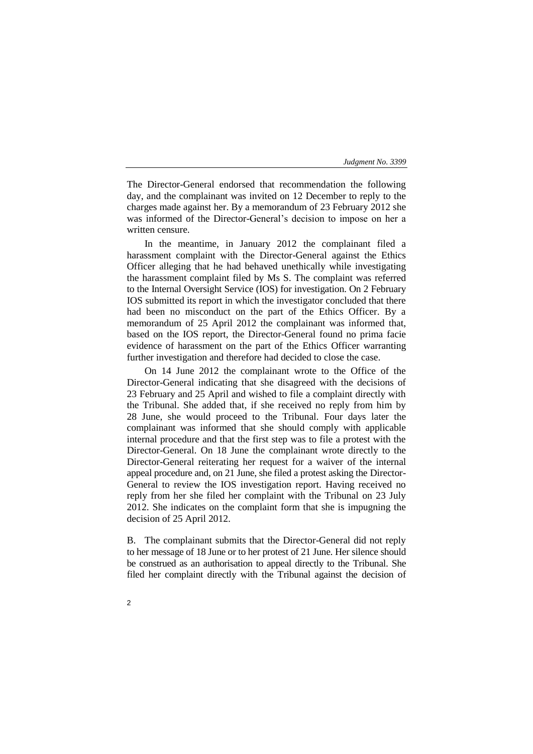The Director-General endorsed that recommendation the following day, and the complainant was invited on 12 December to reply to the charges made against her. By a memorandum of 23 February 2012 she was informed of the Director-General's decision to impose on her a written censure.

In the meantime, in January 2012 the complainant filed a harassment complaint with the Director-General against the Ethics Officer alleging that he had behaved unethically while investigating the harassment complaint filed by Ms S. The complaint was referred to the Internal Oversight Service (IOS) for investigation. On 2 February IOS submitted its report in which the investigator concluded that there had been no misconduct on the part of the Ethics Officer. By a memorandum of 25 April 2012 the complainant was informed that, based on the IOS report, the Director-General found no prima facie evidence of harassment on the part of the Ethics Officer warranting further investigation and therefore had decided to close the case.

On 14 June 2012 the complainant wrote to the Office of the Director-General indicating that she disagreed with the decisions of 23 February and 25 April and wished to file a complaint directly with the Tribunal. She added that, if she received no reply from him by 28 June, she would proceed to the Tribunal. Four days later the complainant was informed that she should comply with applicable internal procedure and that the first step was to file a protest with the Director-General. On 18 June the complainant wrote directly to the Director-General reiterating her request for a waiver of the internal appeal procedure and, on 21 June, she filed a protest asking the Director-General to review the IOS investigation report. Having received no reply from her she filed her complaint with the Tribunal on 23 July 2012. She indicates on the complaint form that she is impugning the decision of 25 April 2012.

B. The complainant submits that the Director-General did not reply to her message of 18 June or to her protest of 21 June. Her silence should be construed as an authorisation to appeal directly to the Tribunal. She filed her complaint directly with the Tribunal against the decision of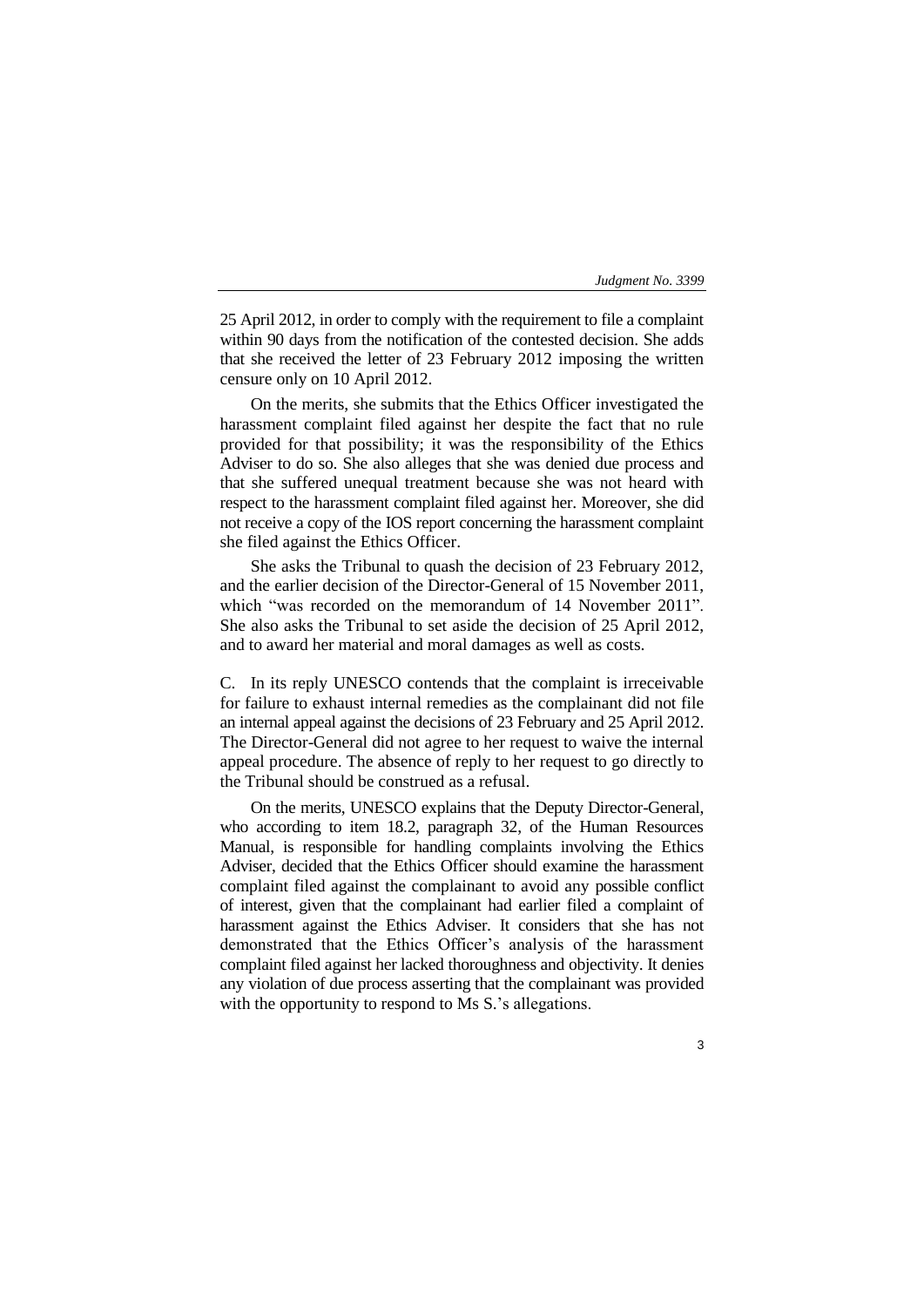25 April 2012, in order to comply with the requirement to file a complaint within 90 days from the notification of the contested decision. She adds that she received the letter of 23 February 2012 imposing the written censure only on 10 April 2012.

On the merits, she submits that the Ethics Officer investigated the harassment complaint filed against her despite the fact that no rule provided for that possibility; it was the responsibility of the Ethics Adviser to do so. She also alleges that she was denied due process and that she suffered unequal treatment because she was not heard with respect to the harassment complaint filed against her. Moreover, she did not receive a copy of the IOS report concerning the harassment complaint she filed against the Ethics Officer.

She asks the Tribunal to quash the decision of 23 February 2012, and the earlier decision of the Director-General of 15 November 2011, which "was recorded on the memorandum of 14 November 2011". She also asks the Tribunal to set aside the decision of 25 April 2012, and to award her material and moral damages as well as costs.

C. In its reply UNESCO contends that the complaint is irreceivable for failure to exhaust internal remedies as the complainant did not file an internal appeal against the decisions of 23 February and 25 April 2012. The Director-General did not agree to her request to waive the internal appeal procedure. The absence of reply to her request to go directly to the Tribunal should be construed as a refusal.

On the merits, UNESCO explains that the Deputy Director-General, who according to item 18.2, paragraph 32, of the Human Resources Manual, is responsible for handling complaints involving the Ethics Adviser, decided that the Ethics Officer should examine the harassment complaint filed against the complainant to avoid any possible conflict of interest, given that the complainant had earlier filed a complaint of harassment against the Ethics Adviser. It considers that she has not demonstrated that the Ethics Officer's analysis of the harassment complaint filed against her lacked thoroughness and objectivity. It denies any violation of due process asserting that the complainant was provided with the opportunity to respond to Ms S.'s allegations.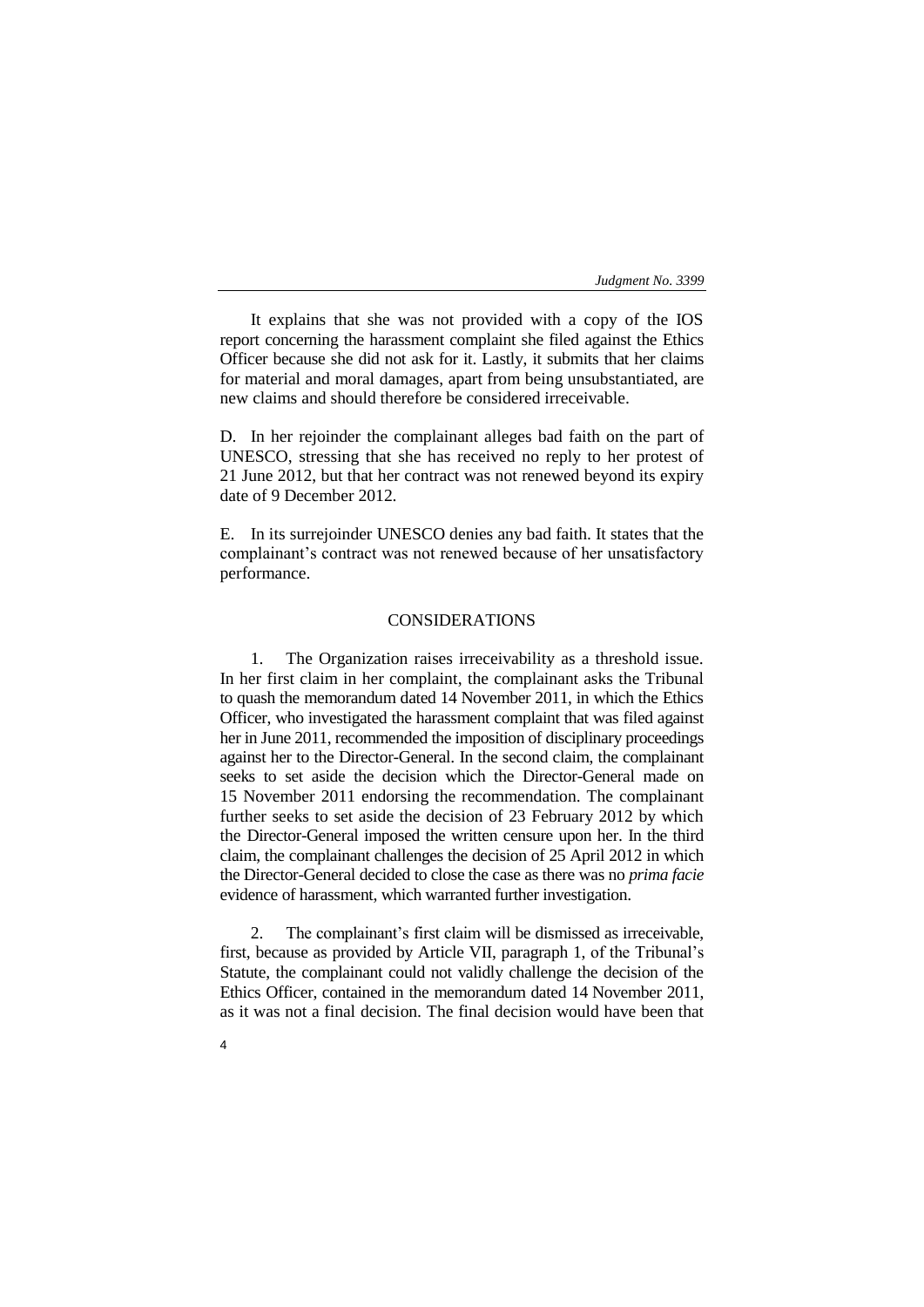It explains that she was not provided with a copy of the IOS report concerning the harassment complaint she filed against the Ethics Officer because she did not ask for it. Lastly, it submits that her claims for material and moral damages, apart from being unsubstantiated, are new claims and should therefore be considered irreceivable.

D. In her rejoinder the complainant alleges bad faith on the part of UNESCO, stressing that she has received no reply to her protest of 21 June 2012, but that her contract was not renewed beyond its expiry date of 9 December 2012.

E. In its surrejoinder UNESCO denies any bad faith. It states that the complainant's contract was not renewed because of her unsatisfactory performance.

## CONSIDERATIONS

1. The Organization raises irreceivability as a threshold issue. In her first claim in her complaint, the complainant asks the Tribunal to quash the memorandum dated 14 November 2011, in which the Ethics Officer, who investigated the harassment complaint that was filed against her in June 2011, recommended the imposition of disciplinary proceedings against her to the Director-General. In the second claim, the complainant seeks to set aside the decision which the Director-General made on 15 November 2011 endorsing the recommendation. The complainant further seeks to set aside the decision of 23 February 2012 by which the Director-General imposed the written censure upon her. In the third claim, the complainant challenges the decision of 25 April 2012 in which the Director-General decided to close the case as there was no *prima facie* evidence of harassment, which warranted further investigation.

2. The complainant's first claim will be dismissed as irreceivable, first, because as provided by Article VII, paragraph 1, of the Tribunal's Statute, the complainant could not validly challenge the decision of the Ethics Officer, contained in the memorandum dated 14 November 2011, as it was not a final decision. The final decision would have been that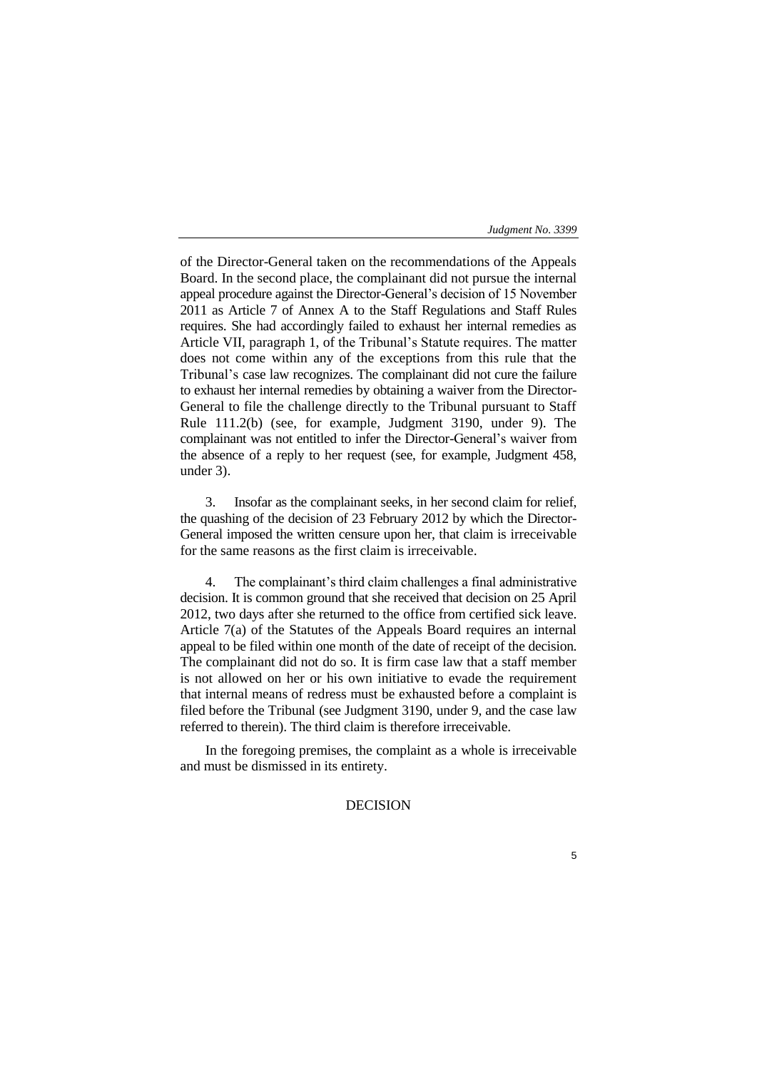of the Director-General taken on the recommendations of the Appeals Board. In the second place, the complainant did not pursue the internal appeal procedure against the Director-General's decision of 15 November 2011 as Article 7 of Annex A to the Staff Regulations and Staff Rules requires. She had accordingly failed to exhaust her internal remedies as Article VII, paragraph 1, of the Tribunal's Statute requires. The matter does not come within any of the exceptions from this rule that the Tribunal's case law recognizes. The complainant did not cure the failure to exhaust her internal remedies by obtaining a waiver from the Director-General to file the challenge directly to the Tribunal pursuant to Staff Rule 111.2(b) (see, for example, Judgment 3190, under 9). The complainant was not entitled to infer the Director-General's waiver from the absence of a reply to her request (see, for example, Judgment 458, under 3).

3. Insofar as the complainant seeks, in her second claim for relief, the quashing of the decision of 23 February 2012 by which the Director-General imposed the written censure upon her, that claim is irreceivable for the same reasons as the first claim is irreceivable.

4. The complainant's third claim challenges a final administrative decision. It is common ground that she received that decision on 25 April 2012, two days after she returned to the office from certified sick leave. Article 7(a) of the Statutes of the Appeals Board requires an internal appeal to be filed within one month of the date of receipt of the decision. The complainant did not do so. It is firm case law that a staff member is not allowed on her or his own initiative to evade the requirement that internal means of redress must be exhausted before a complaint is filed before the Tribunal (see Judgment 3190, under 9, and the case law referred to therein). The third claim is therefore irreceivable.

In the foregoing premises, the complaint as a whole is irreceivable and must be dismissed in its entirety.

DECISION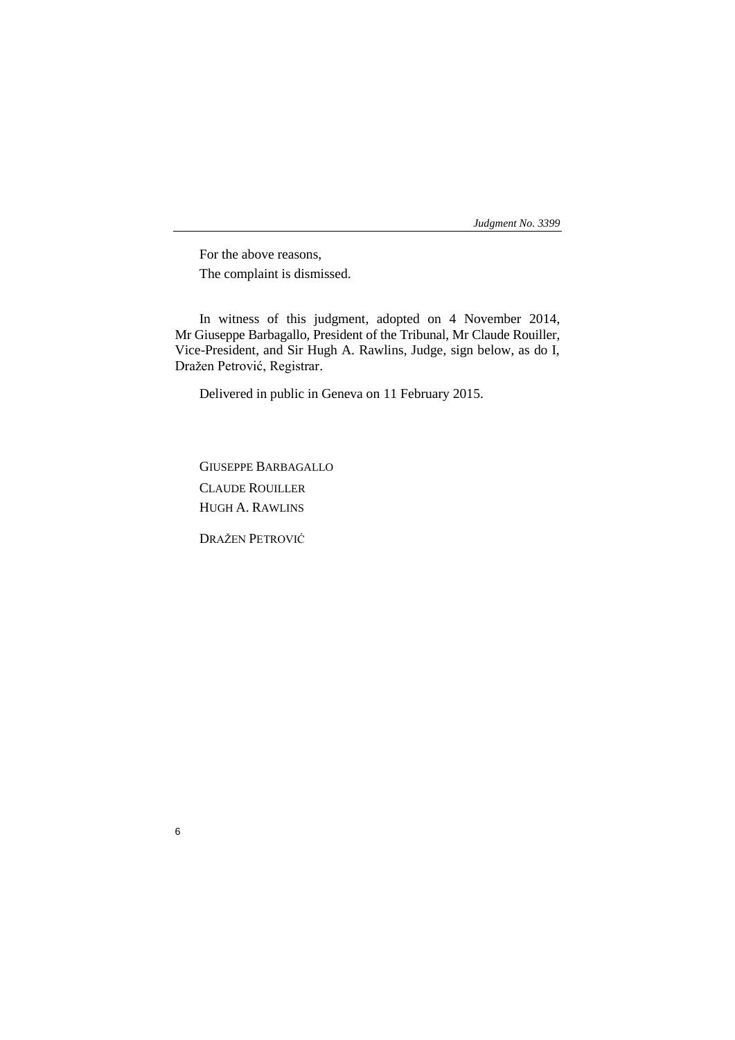For the above reasons,

The complaint is dismissed.

In witness of this judgment, adopted on 4 November 2014, Mr Giuseppe Barbagallo, President of the Tribunal, Mr Claude Rouiller, Vice-President, and Sir Hugh A. Rawlins, Judge, sign below, as do I, Dražen Petrović, Registrar.

Delivered in public in Geneva on 11 February 2015.

GIUSEPPE BARBAGALLO

CLAUDE ROUILLER

HUGH A. RAWLINS

DRAŽEN PETROVIĆ